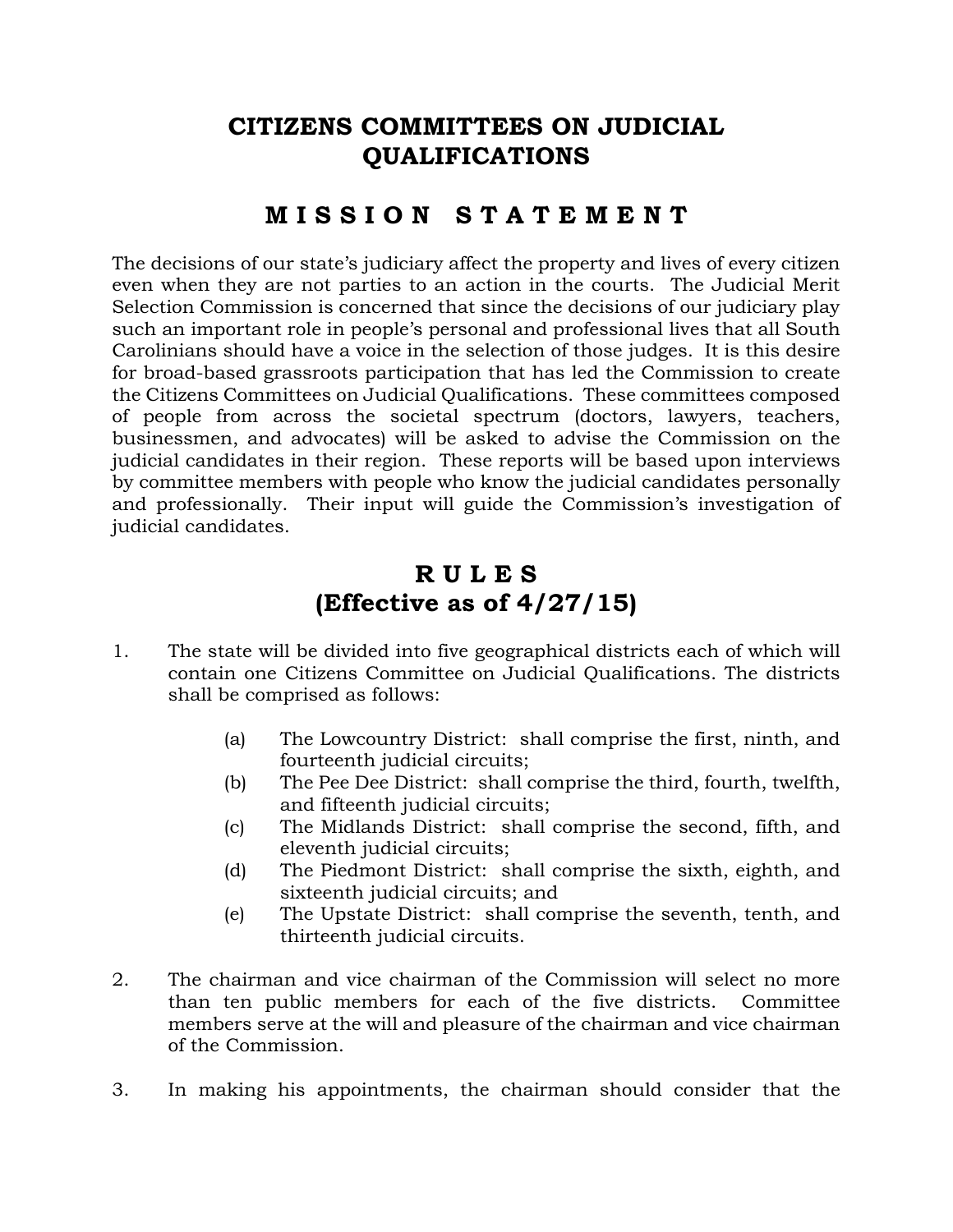# CITIZENS COMMITTEES ON JUDICIAL QUALIFICATIONS

## M I S S I O N   S T A T E M E N T

The decisions of our state's judiciary affect the property and lives of every citizen even when they are not parties to an action in the courts. The Judicial Merit Selection Commission is concerned that since the decisions of our judiciary play such an important role in people's personal and professional lives that all South Carolinians should have a voice in the selection of those judges. It is this desire for broad-based grassroots participation that has led the Commission to create the Citizens Committees on Judicial Qualifications. These committees composed of people from across the societal spectrum (doctors, lawyers, teachers, businessmen, and advocates) will be asked to advise the Commission on the judicial candidates in their region. These reports will be based upon interviews by committee members with people who know the judicial candidates personally and professionally. Their input will guide the Commission's investigation of judicial candidates.

## R U L E S
## (Effective as of 4/27/15)

1. The state will be divided into five geographical districts each of which will contain one Citizens Committee on Judicial Qualifications. The districts shall be comprised as follows:

   (a) The Lowcountry District: shall comprise the first, ninth, and fourteenth judicial circuits;

   (b) The Pee Dee District: shall comprise the third, fourth, twelfth, and fifteenth judicial circuits;

   (c) The Midlands District: shall comprise the second, fifth, and eleventh judicial circuits;

   (d) The Piedmont District: shall comprise the sixth, eighth, and sixteenth judicial circuits; and

   (e) The Upstate District: shall comprise the seventh, tenth, and thirteenth judicial circuits.

2. The chairman and vice chairman of the Commission will select no more than ten public members for each of the five districts. Committee members serve at the will and pleasure of the chairman and vice chairman of the Commission.

3. In making his appointments, the chairman should consider that the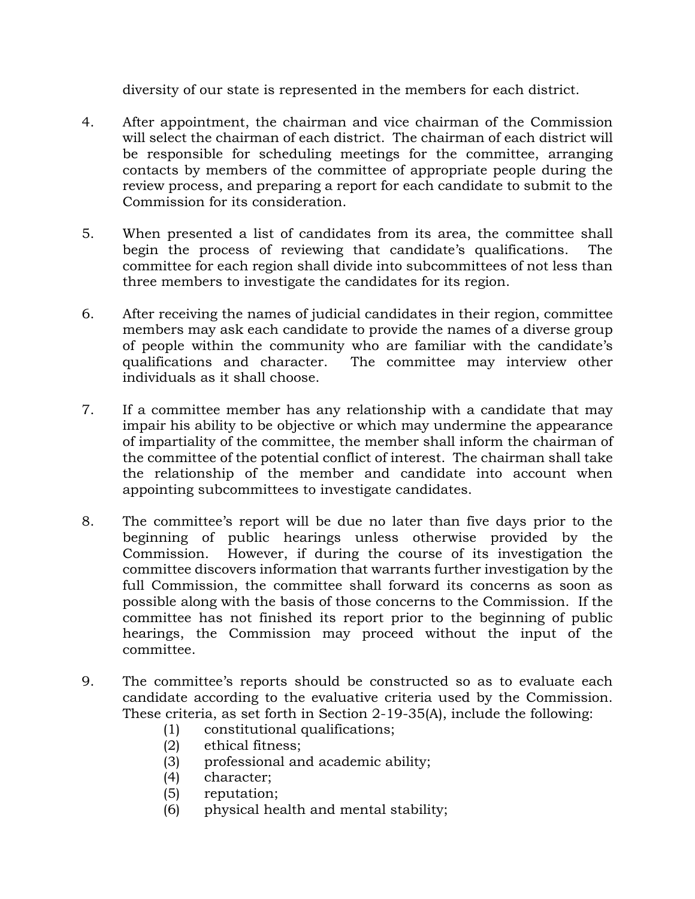diversity of our state is represented in the members for each district.

4. After appointment, the chairman and vice chairman of the Commission will select the chairman of each district. The chairman of each district will be responsible for scheduling meetings for the committee, arranging contacts by members of the committee of appropriate people during the review process, and preparing a report for each candidate to submit to the Commission for its consideration.

5. When presented a list of candidates from its area, the committee shall begin the process of reviewing that candidate's qualifications. The committee for each region shall divide into subcommittees of not less than three members to investigate the candidates for its region.

6. After receiving the names of judicial candidates in their region, committee members may ask each candidate to provide the names of a diverse group of people within the community who are familiar with the candidate's qualifications and character. The committee may interview other individuals as it shall choose.

7. If a committee member has any relationship with a candidate that may impair his ability to be objective or which may undermine the appearance of impartiality of the committee, the member shall inform the chairman of the committee of the potential conflict of interest. The chairman shall take the relationship of the member and candidate into account when appointing subcommittees to investigate candidates.

8. The committee's report will be due no later than five days prior to the beginning of public hearings unless otherwise provided by the Commission. However, if during the course of its investigation the committee discovers information that warrants further investigation by the full Commission, the committee shall forward its concerns as soon as possible along with the basis of those concerns to the Commission. If the committee has not finished its report prior to the beginning of public hearings, the Commission may proceed without the input of the committee.

9. The committee's reports should be constructed so as to evaluate each candidate according to the evaluative criteria used by the Commission. These criteria, as set forth in Section 2-19-35(A), include the following:
   - (1) constitutional qualifications;
   - (2) ethical fitness;
   - (3) professional and academic ability;
   - (4) character;
   - (5) reputation;
   - (6) physical health and mental stability;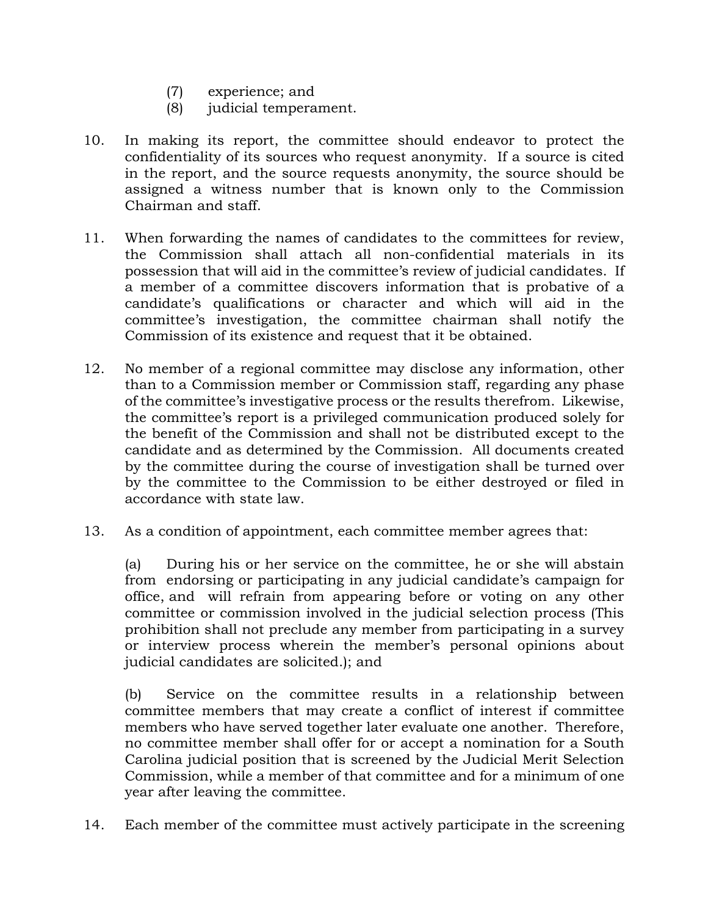(7) experience; and
    (8) judicial temperament.

10. In making its report, the committee should endeavor to protect the confidentiality of its sources who request anonymity. If a source is cited in the report, and the source requests anonymity, the source should be assigned a witness number that is known only to the Commission Chairman and staff.

11. When forwarding the names of candidates to the committees for review, the Commission shall attach all non-confidential materials in its possession that will aid in the committee's review of judicial candidates. If a member of a committee discovers information that is probative of a candidate's qualifications or character and which will aid in the committee's investigation, the committee chairman shall notify the Commission of its existence and request that it be obtained.

12. No member of a regional committee may disclose any information, other than to a Commission member or Commission staff, regarding any phase of the committee's investigative process or the results therefrom. Likewise, the committee's report is a privileged communication produced solely for the benefit of the Commission and shall not be distributed except to the candidate and as determined by the Commission. All documents created by the committee during the course of investigation shall be turned over by the committee to the Commission to be either destroyed or filed in accordance with state law.

13. As a condition of appointment, each committee member agrees that:

    (a) During his or her service on the committee, he or she will abstain from endorsing or participating in any judicial candidate's campaign for office, and will refrain from appearing before or voting on any other committee or commission involved in the judicial selection process (This prohibition shall not preclude any member from participating in a survey or interview process wherein the member's personal opinions about judicial candidates are solicited.); and

    (b) Service on the committee results in a relationship between committee members that may create a conflict of interest if committee members who have served together later evaluate one another. Therefore, no committee member shall offer for or accept a nomination for a South Carolina judicial position that is screened by the Judicial Merit Selection Commission, while a member of that committee and for a minimum of one year after leaving the committee.

14. Each member of the committee must actively participate in the screening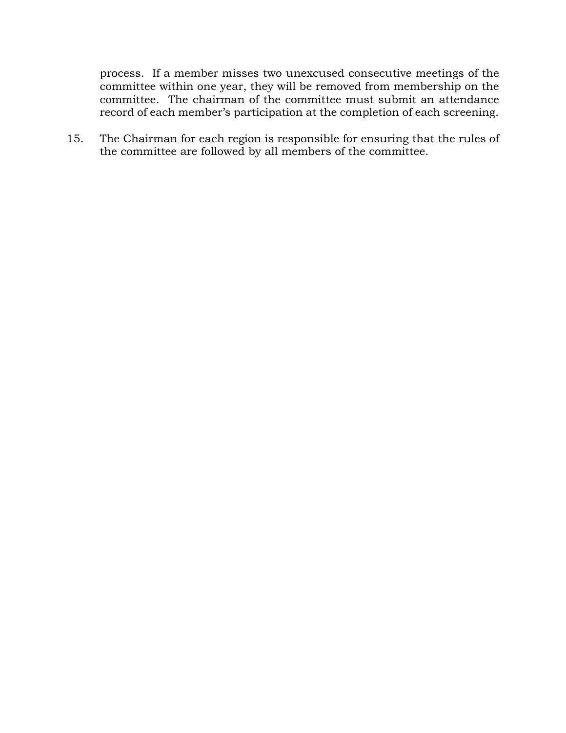process. If a member misses two unexcused consecutive meetings of the committee within one year, they will be removed from membership on the committee. The chairman of the committee must submit an attendance record of each member's participation at the completion of each screening.

15. The Chairman for each region is responsible for ensuring that the rules of the committee are followed by all members of the committee.